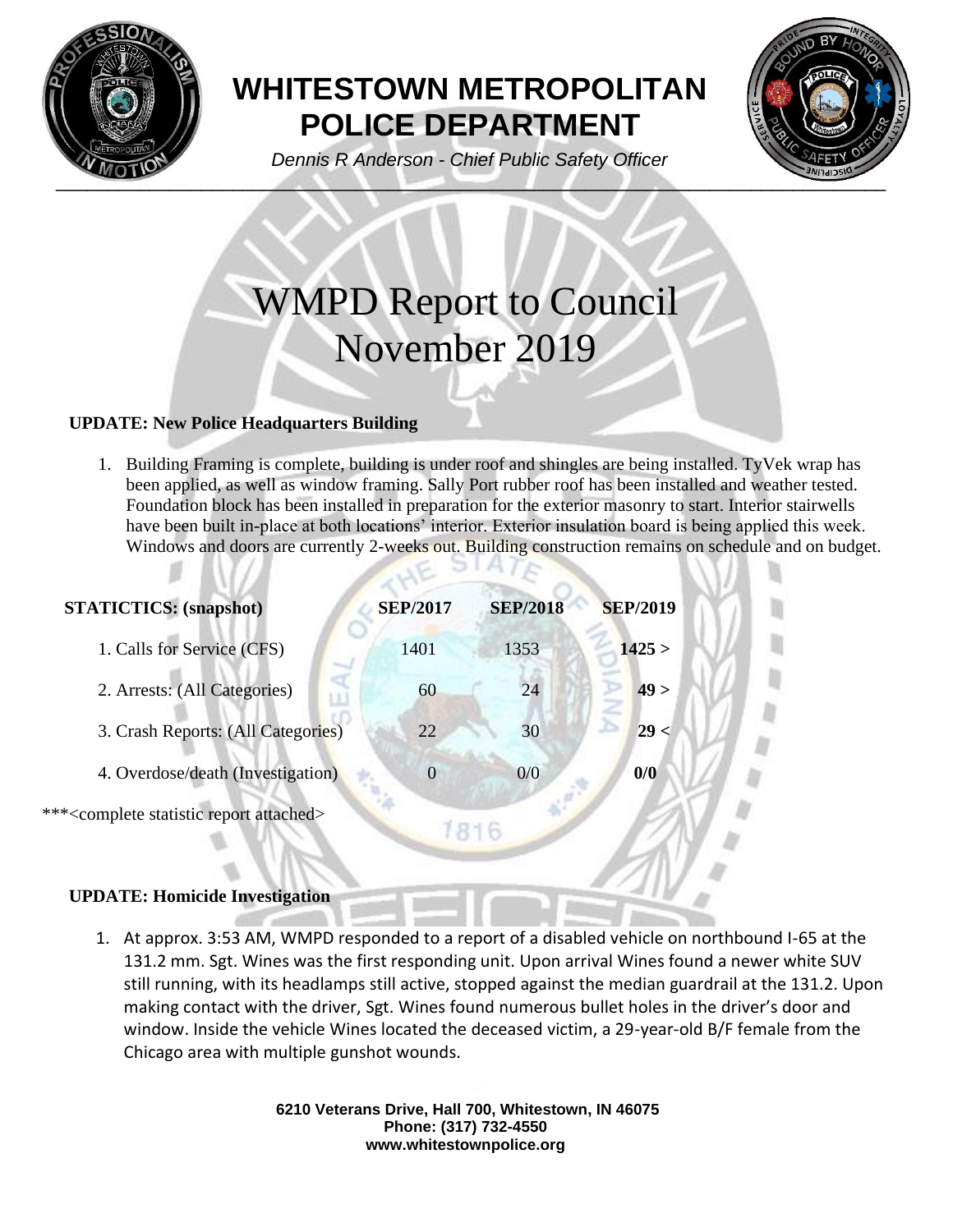# WHITESTOWN METROPOLITAN POLICE DEPARTMENT

*Dennis R Anderson - Chief Public Safety Officer*

# WMPD Report to Council
# November 2019

**UPDATE: New Police Headquarters Building**

1. Building Framing is complete, building is under roof and shingles are being installed. TyVek wrap has been applied, as well as window framing. Sally Port rubber roof has been installed and weather tested. Foundation block has been installed in preparation for the exterior masonry to start. Interior stairwells have been built in-place at both locations' interior. Exterior insulation board is being applied this week. Windows and doors are currently 2-weeks out. Building construction remains on schedule and on budget.

| **STATICTICS: (snapshot)** | **SEP/2017** | **SEP/2018** | **SEP/2019** |
|---|---|---|---|
| 1. Calls for Service (CFS) | 1401 | 1353 | **1425** > |
| 2. Arrests: (All Categories) | 60 | 24 | **49** > |
| 3. Crash Reports: (All Categories) | 22 | 30 | **29** < |
| 4. Overdose/death (Investigation) | 0 | 0/0 | **0/0** |

***<complete statistic report attached>

**UPDATE: Homicide Investigation**

1. At approx. 3:53 AM, WMPD responded to a report of a disabled vehicle on northbound I-65 at the 131.2 mm. Sgt. Wines was the first responding unit. Upon arrival Wines found a newer white SUV still running, with its headlamps still active, stopped against the median guardrail at the 131.2. Upon making contact with the driver, Sgt. Wines found numerous bullet holes in the driver's door and window. Inside the vehicle Wines located the deceased victim, a 29-year-old B/F female from the Chicago area with multiple gunshot wounds.

**6210 Veterans Drive, Hall 700, Whitestown, IN 46075**
**Phone: (317) 732-4550**
**www.whitestownpolice.org**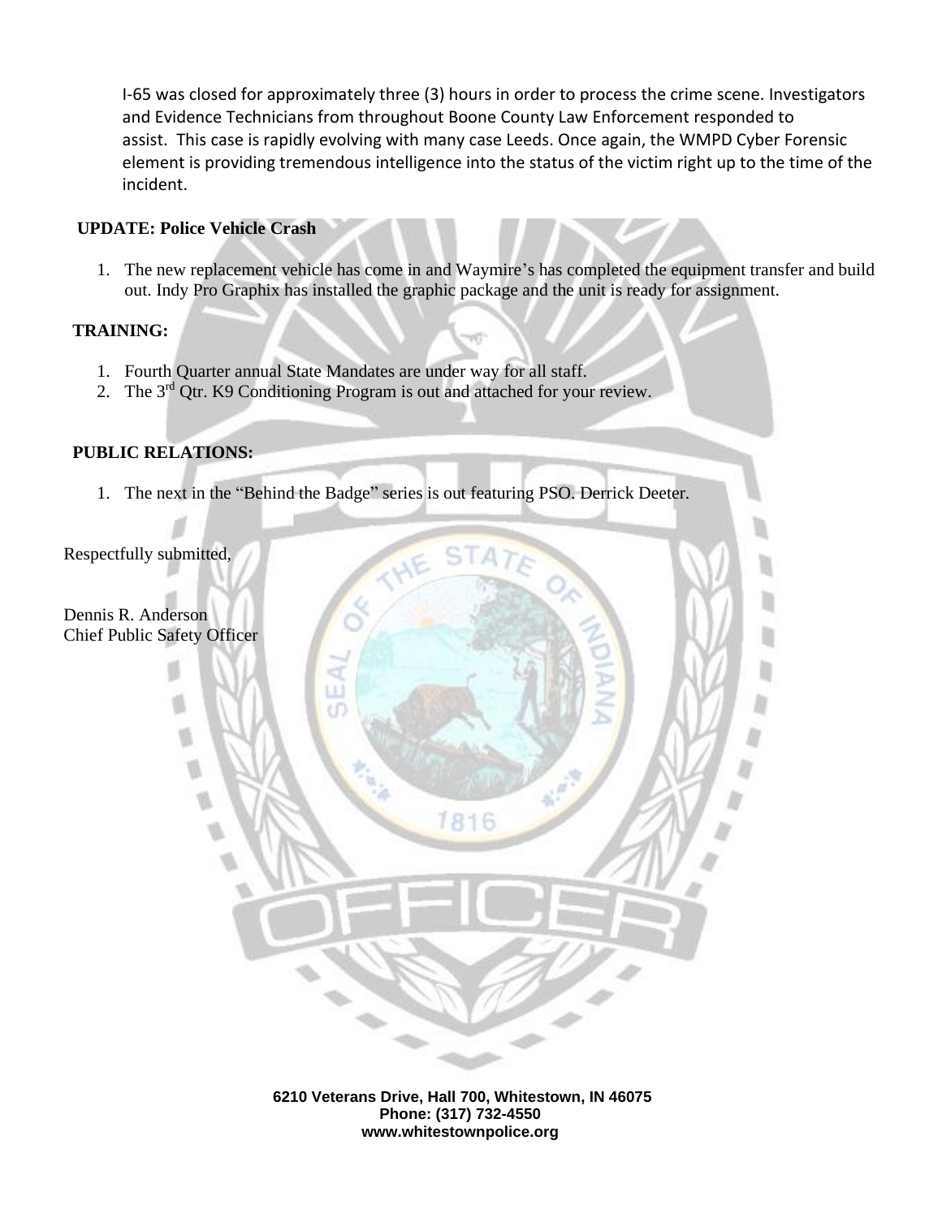I-65 was closed for approximately three (3) hours in order to process the crime scene. Investigators and Evidence Technicians from throughout Boone County Law Enforcement responded to assist. This case is rapidly evolving with many case Leeds. Once again, the WMPD Cyber Forensic element is providing tremendous intelligence into the status of the victim right up to the time of the incident.

**UPDATE: Police Vehicle Crash**

1. The new replacement vehicle has come in and Waymire's has completed the equipment transfer and build out. Indy Pro Graphix has installed the graphic package and the unit is ready for assignment.

**TRAINING:**

1. Fourth Quarter annual State Mandates are under way for all staff.
2. The 3rd Qtr. K9 Conditioning Program is out and attached for your review.

**PUBLIC RELATIONS:**

1. The next in the "Behind the Badge" series is out featuring PSO. Derrick Deeter.

Respectfully submitted,

Dennis R. Anderson
Chief Public Safety Officer

**6210 Veterans Drive, Hall 700, Whitestown, IN 46075**
**Phone: (317) 732-4550**
**www.whitestownpolice.org**